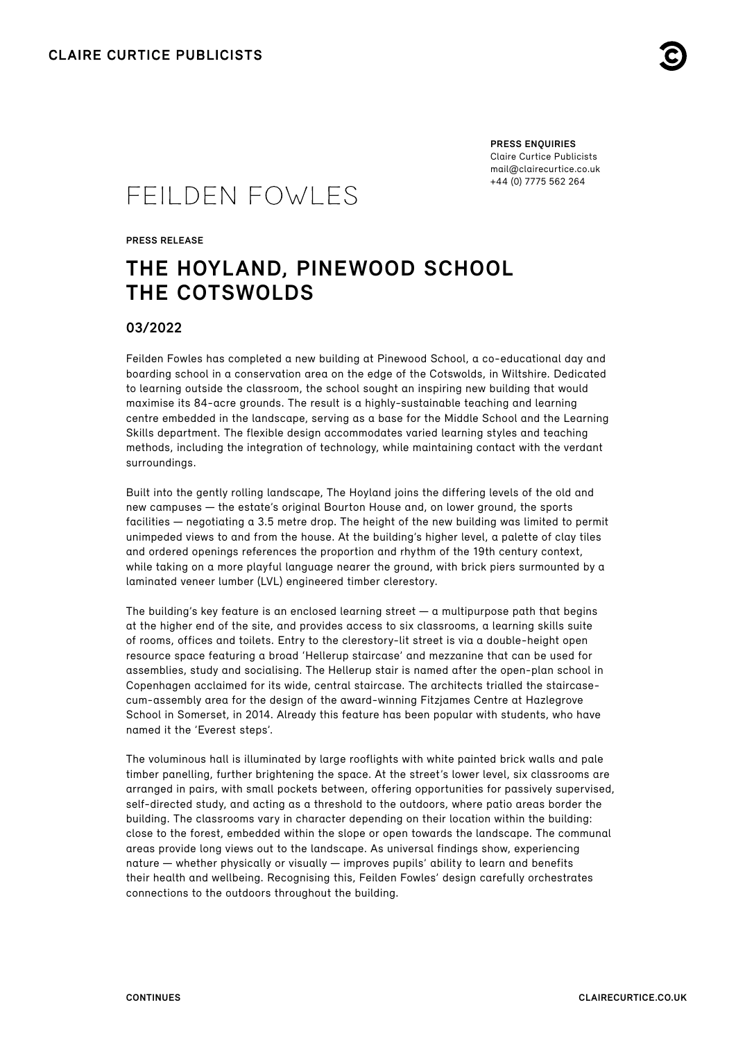**CLAIRE CURTICE PUBLICISTS**

**PRESS ENQUIRIES**
Claire Curtice Publicists
mail@clairecurtice.co.uk
+44 (0) 7775 562 264

FEILDEN FOWLES

**PRESS RELEASE**

# THE HOYLAND, PINEWOOD SCHOOL THE COTSWOLDS

## 03/2022

Feilden Fowles has completed a new building at Pinewood School, a co-educational day and boarding school in a conservation area on the edge of the Cotswolds, in Wiltshire. Dedicated to learning outside the classroom, the school sought an inspiring new building that would maximise its 84-acre grounds. The result is a highly-sustainable teaching and learning centre embedded in the landscape, serving as a base for the Middle School and the Learning Skills department. The flexible design accommodates varied learning styles and teaching methods, including the integration of technology, while maintaining contact with the verdant surroundings.

Built into the gently rolling landscape, The Hoyland joins the differing levels of the old and new campuses — the estate's original Bourton House and, on lower ground, the sports facilities — negotiating a 3.5 metre drop. The height of the new building was limited to permit unimpeded views to and from the house. At the building's higher level, a palette of clay tiles and ordered openings references the proportion and rhythm of the 19th century context, while taking on a more playful language nearer the ground, with brick piers surmounted by a laminated veneer lumber (LVL) engineered timber clerestory.

The building's key feature is an enclosed learning street — a multipurpose path that begins at the higher end of the site, and provides access to six classrooms, a learning skills suite of rooms, offices and toilets. Entry to the clerestory-lit street is via a double-height open resource space featuring a broad 'Hellerup staircase' and mezzanine that can be used for assemblies, study and socialising. The Hellerup stair is named after the open-plan school in Copenhagen acclaimed for its wide, central staircase. The architects trialled the staircase-cum-assembly area for the design of the award-winning Fitzjames Centre at Hazlegrove School in Somerset, in 2014. Already this feature has been popular with students, who have named it the 'Everest steps'.

The voluminous hall is illuminated by large rooflights with white painted brick walls and pale timber panelling, further brightening the space. At the street's lower level, six classrooms are arranged in pairs, with small pockets between, offering opportunities for passively supervised, self-directed study, and acting as a threshold to the outdoors, where patio areas border the building. The classrooms vary in character depending on their location within the building: close to the forest, embedded within the slope or open towards the landscape. The communal areas provide long views out to the landscape. As universal findings show, experiencing nature — whether physically or visually — improves pupils' ability to learn and benefits their health and wellbeing. Recognising this, Feilden Fowles' design carefully orchestrates connections to the outdoors throughout the building.

**CONTINUES**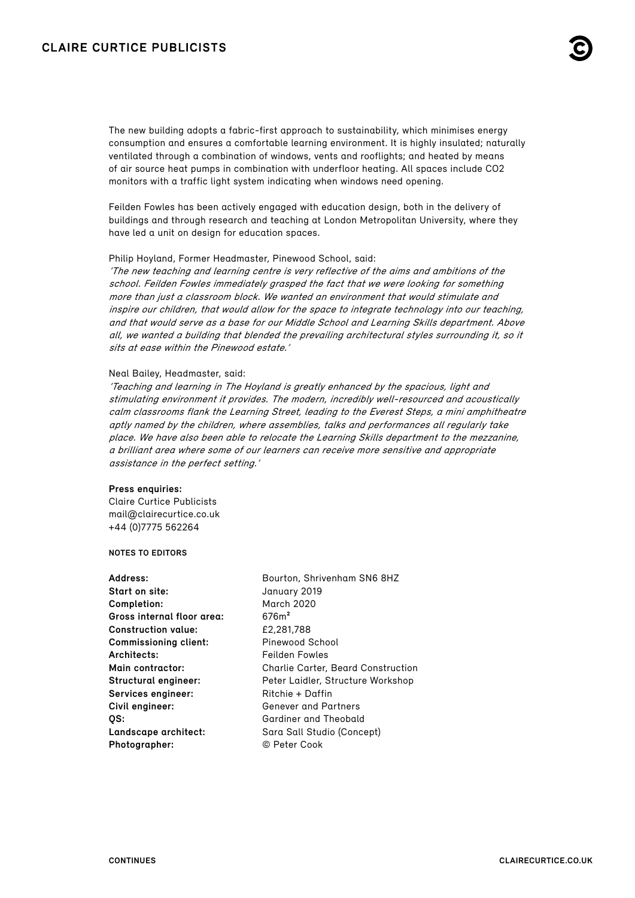The new building adopts a fabric-first approach to sustainability, which minimises energy consumption and ensures a comfortable learning environment. It is highly insulated; naturally ventilated through a combination of windows, vents and rooflights; and heated by means of air source heat pumps in combination with underfloor heating. All spaces include $CO_2$ monitors with a traffic light system indicating when windows need opening.

Feilden Fowles has been actively engaged with education design, both in the delivery of buildings and through research and teaching at London Metropolitan University, where they have led a unit on design for education spaces.

Philip Hoyland, Former Headmaster, Pinewood School, said:
*'The new teaching and learning centre is very reflective of the aims and ambitions of the school. Feilden Fowles immediately grasped the fact that we were looking for something more than just a classroom block. We wanted an environment that would stimulate and inspire our children, that would allow for the space to integrate technology into our teaching, and that would serve as a base for our Middle School and Learning Skills department. Above all, we wanted a building that blended the prevailing architectural styles surrounding it, so it sits at ease within the Pinewood estate.'*

Neal Bailey, Headmaster, said:
*'Teaching and learning in The Hoyland is greatly enhanced by the spacious, light and stimulating environment it provides. The modern, incredibly well-resourced and acoustically calm classrooms flank the Learning Street, leading to the Everest Steps, a mini amphitheatre aptly named by the children, where assemblies, talks and performances all regularly take place. We have also been able to relocate the Learning Skills department to the mezzanine, a brilliant area where some of our learners can receive more sensitive and appropriate assistance in the perfect setting.'*

**Press enquiries:**
Claire Curtice Publicists
mail@clairecurtice.co.uk
+44 (0)7775 562264

**NOTES TO EDITORS**

| | |
|---|---|
| **Address:** | Bourton, Shrivenham SN6 8HZ |
| **Start on site:** | January 2019 |
| **Completion:** | March 2020 |
| **Gross internal floor area:** | 676m² |
| **Construction value:** | £2,281,788 |
| **Commissioning client:** | Pinewood School |
| **Architects:** | Feilden Fowles |
| **Main contractor:** | Charlie Carter, Beard Construction |
| **Structural engineer:** | Peter Laidler, Structure Workshop |
| **Services engineer:** | Ritchie + Daffin |
| **Civil engineer:** | Genever and Partners |
| **QS:** | Gardiner and Theobald |
| **Landscape architect:** | Sara Sall Studio (Concept) |
| **Photographer:** | © Peter Cook |

CONTINUES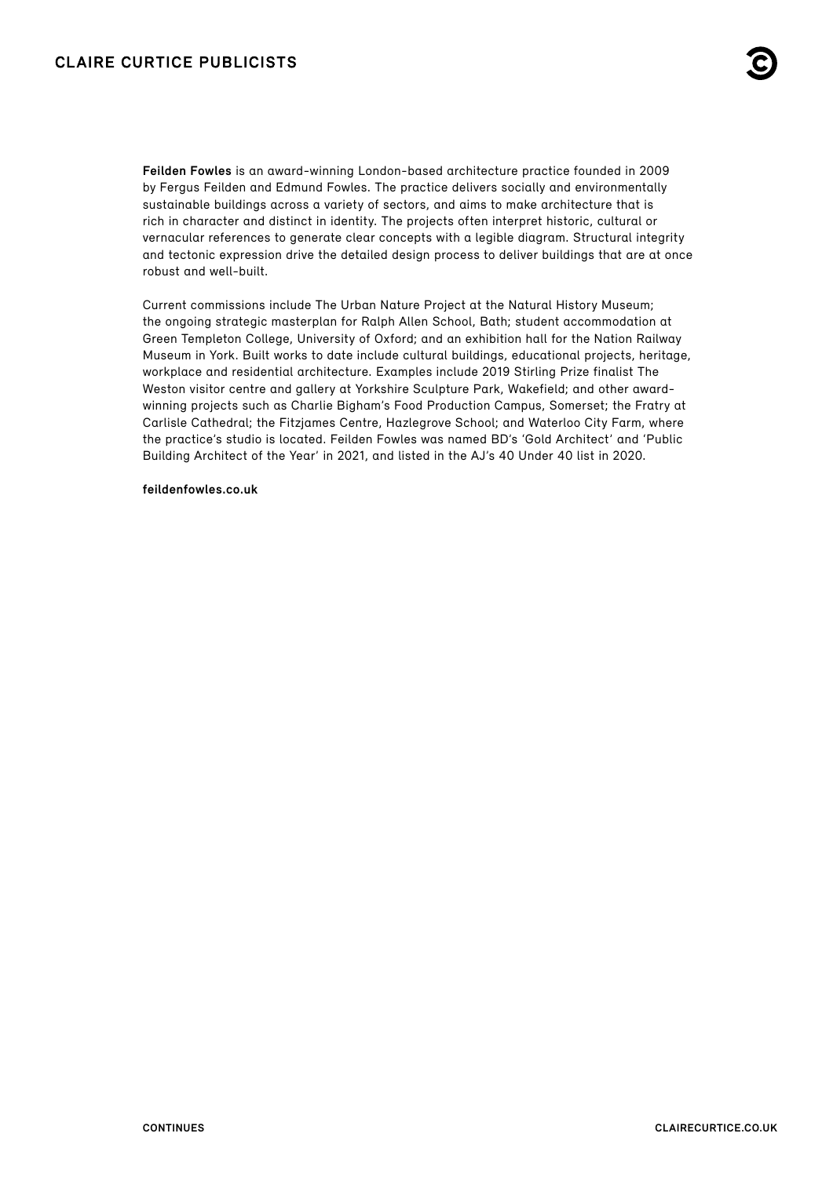**Feilden Fowles** is an award-winning London-based architecture practice founded in 2009 by Fergus Feilden and Edmund Fowles. The practice delivers socially and environmentally sustainable buildings across a variety of sectors, and aims to make architecture that is rich in character and distinct in identity. The projects often interpret historic, cultural or vernacular references to generate clear concepts with a legible diagram. Structural integrity and tectonic expression drive the detailed design process to deliver buildings that are at once robust and well-built.

Current commissions include The Urban Nature Project at the Natural History Museum; the ongoing strategic masterplan for Ralph Allen School, Bath; student accommodation at Green Templeton College, University of Oxford; and an exhibition hall for the Nation Railway Museum in York. Built works to date include cultural buildings, educational projects, heritage, workplace and residential architecture. Examples include 2019 Stirling Prize finalist The Weston visitor centre and gallery at Yorkshire Sculpture Park, Wakefield; and other award-winning projects such as Charlie Bigham's Food Production Campus, Somerset; the Fratry at Carlisle Cathedral; the Fitzjames Centre, Hazlegrove School; and Waterloo City Farm, where the practice's studio is located. Feilden Fowles was named BD's 'Gold Architect' and 'Public Building Architect of the Year' in 2021, and listed in the AJ's 40 Under 40 list in 2020.

**feildenfowles.co.uk**

**CONTINUES**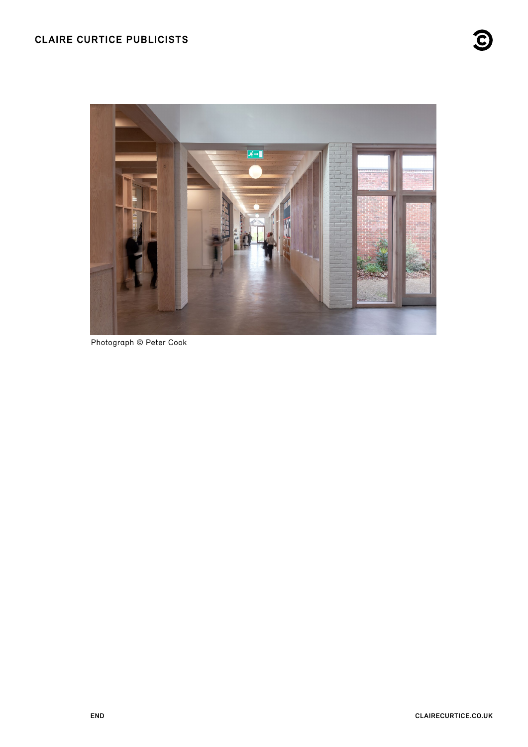Photograph © Peter Cook

END